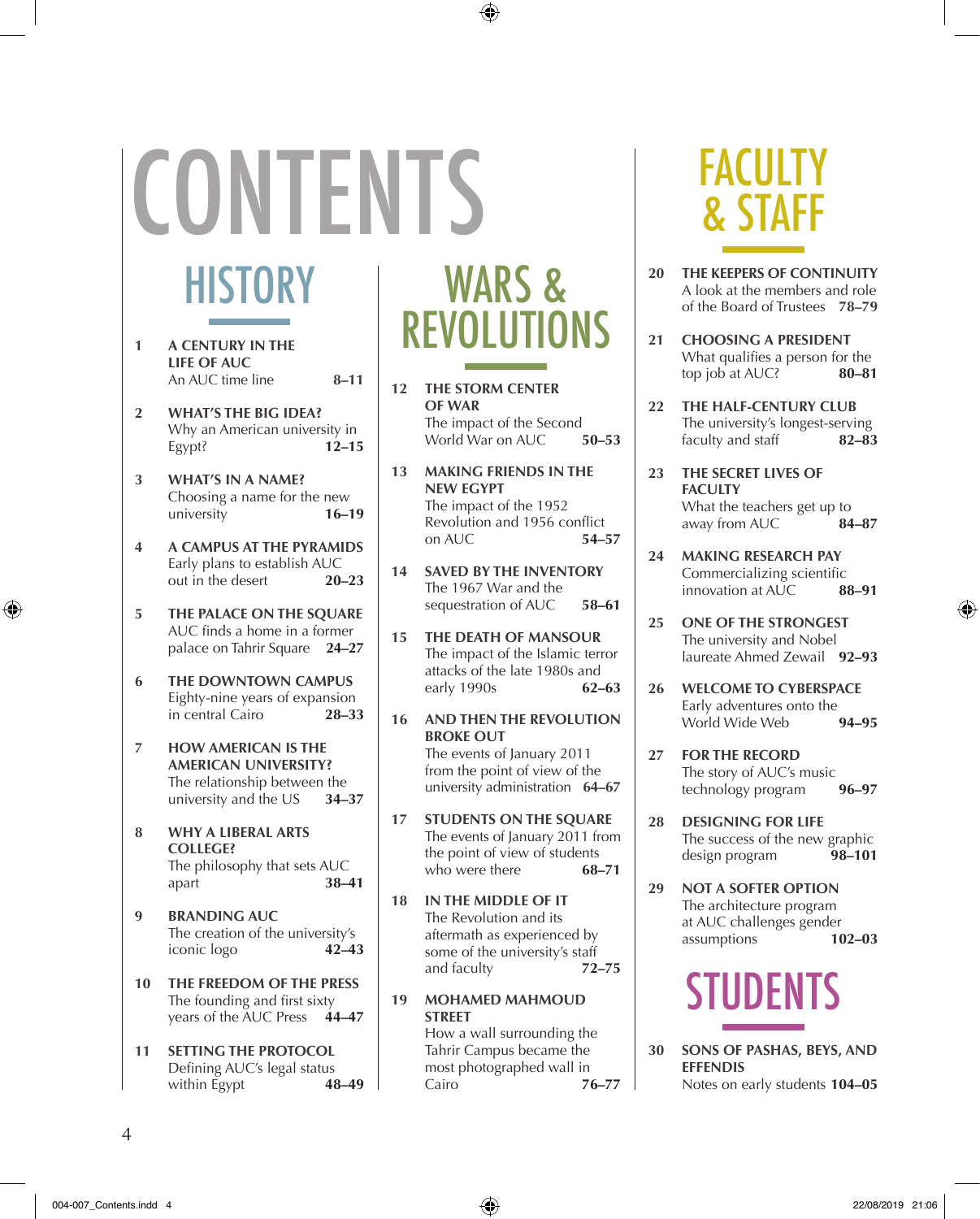# CONTENTS

## HISTORY

**1 A CENTURY IN THE LIFE OF AUC**
An AUC time line **8–11**

**2 WHAT'S THE BIG IDEA?**
Why an American university in Egypt? **12–15**

**3 WHAT'S IN A NAME?**
Choosing a name for the new university **16–19**

**4 A CAMPUS AT THE PYRAMIDS**
Early plans to establish AUC out in the desert **20–23**

**5 THE PALACE ON THE SQUARE**
AUC finds a home in a former palace on Tahrir Square **24–27**

**6 THE DOWNTOWN CAMPUS**
Eighty-nine years of expansion in central Cairo **28–33**

**7 HOW AMERICAN IS THE AMERICAN UNIVERSITY?**
The relationship between the university and the US **34–37**

**8 WHY A LIBERAL ARTS COLLEGE?**
The philosophy that sets AUC apart **38–41**

**9 BRANDING AUC**
The creation of the university's iconic logo **42–43**

**10 THE FREEDOM OF THE PRESS**
The founding and first sixty years of the AUC Press **44–47**

**11 SETTING THE PROTOCOL**
Defining AUC's legal status within Egypt **48–49**

## WARS & REVOLUTIONS

**12 THE STORM CENTER OF WAR**
The impact of the Second World War on AUC **50–53**

**13 MAKING FRIENDS IN THE NEW EGYPT**
The impact of the 1952 Revolution and 1956 conflict on AUC **54–57**

**14 SAVED BY THE INVENTORY**
The 1967 War and the sequestration of AUC **58–61**

**15 THE DEATH OF MANSOUR**
The impact of the Islamic terror attacks of the late 1980s and early 1990s **62–63**

**16 AND THEN THE REVOLUTION BROKE OUT**
The events of January 2011 from the point of view of the university administration **64–67**

**17 STUDENTS ON THE SQUARE**
The events of January 2011 from the point of view of students who were there **68–71**

**18 IN THE MIDDLE OF IT**
The Revolution and its aftermath as experienced by some of the university's staff and faculty **72–75**

**19 MOHAMED MAHMOUD STREET**
How a wall surrounding the Tahrir Campus became the most photographed wall in Cairo **76–77**

## FACULTY & STAFF

**20 THE KEEPERS OF CONTINUITY**
A look at the members and role of the Board of Trustees **78–79**

**21 CHOOSING A PRESIDENT**
What qualifies a person for the top job at AUC? **80–81**

**22 THE HALF-CENTURY CLUB**
The university's longest-serving faculty and staff **82–83**

**23 THE SECRET LIVES OF FACULTY**
What the teachers get up to away from AUC **84–87**

**24 MAKING RESEARCH PAY**
Commercializing scientific innovation at AUC **88–91**

**25 ONE OF THE STRONGEST**
The university and Nobel laureate Ahmed Zewail **92–93**

**26 WELCOME TO CYBERSPACE**
Early adventures onto the World Wide Web **94–95**

**27 FOR THE RECORD**
The story of AUC's music technology program **96–97**

**28 DESIGNING FOR LIFE**
The success of the new graphic design program **98–101**

**29 NOT A SOFTER OPTION**
The architecture program at AUC challenges gender assumptions **102–03**

## STUDENTS

**30 SONS OF PASHAS, BEYS, AND EFFENDIS**
Notes on early students **104–05**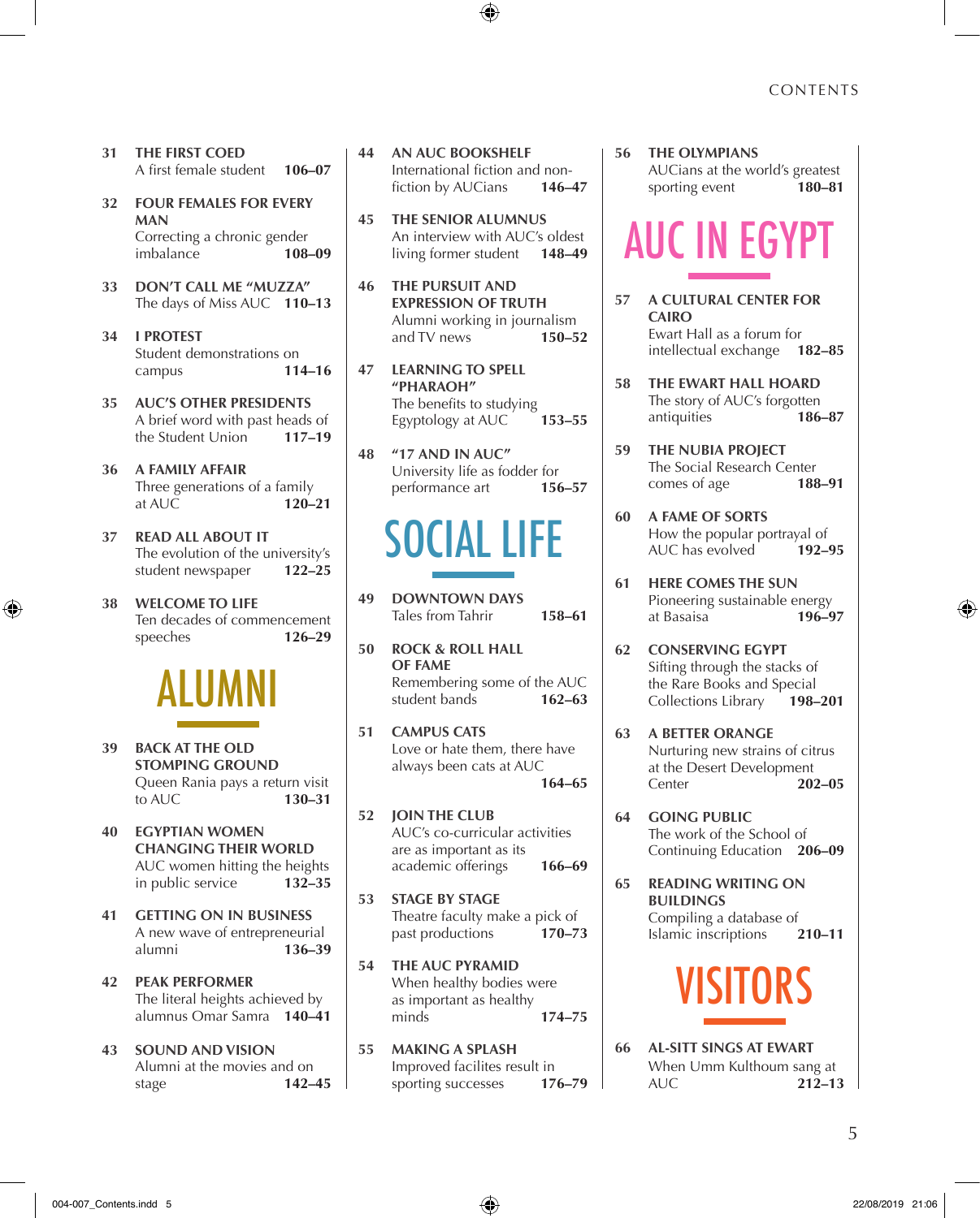31 **THE FIRST COED**
A first female student **106–07**

32 **FOUR FEMALES FOR EVERY MAN**
Correcting a chronic gender imbalance **108–09**

33 **DON'T CALL ME "MUZZA"**
The days of Miss AUC **110–13**

34 **I PROTEST**
Student demonstrations on campus **114–16**

35 **AUC'S OTHER PRESIDENTS**
A brief word with past heads of the Student Union **117–19**

36 **A FAMILY AFFAIR**
Three generations of a family at AUC **120–21**

37 **READ ALL ABOUT IT**
The evolution of the university's student newspaper **122–25**

38 **WELCOME TO LIFE**
Ten decades of commencement speeches **126–29**

# ALUMNI

39 **BACK AT THE OLD STOMPING GROUND**
Queen Rania pays a return visit to AUC **130–31**

40 **EGYPTIAN WOMEN CHANGING THEIR WORLD**
AUC women hitting the heights in public service **132–35**

41 **GETTING ON IN BUSINESS**
A new wave of entrepreneurial alumni **136–39**

42 **PEAK PERFORMER**
The literal heights achieved by alumnus Omar Samra **140–41**

43 **SOUND AND VISION**
Alumni at the movies and on stage **142–45**

44 **AN AUC BOOKSHELF**
International fiction and non-fiction by AUCians **146–47**

45 **THE SENIOR ALUMNUS**
An interview with AUC's oldest living former student **148–49**

46 **THE PURSUIT AND EXPRESSION OF TRUTH**
Alumni working in journalism and TV news **150–52**

47 **LEARNING TO SPELL "PHARAOH"**
The benefits to studying Egyptology at AUC **153–55**

48 **"17 AND IN AUC"**
University life as fodder for performance art **156–57**

# SOCIAL LIFE

49 **DOWNTOWN DAYS**
Tales from Tahrir **158–61**

50 **ROCK & ROLL HALL OF FAME**
Remembering some of the AUC student bands **162–63**

51 **CAMPUS CATS**
Love or hate them, there have always been cats at AUC **164–65**

52 **JOIN THE CLUB**
AUC's co-curricular activities are as important as its academic offerings **166–69**

53 **STAGE BY STAGE**
Theatre faculty make a pick of past productions **170–73**

54 **THE AUC PYRAMID**
When healthy bodies were as important as healthy minds **174–75**

55 **MAKING A SPLASH**
Improved facilites result in sporting successes **176–79**

56 **THE OLYMPIANS**
AUCians at the world's greatest sporting event **180–81**

# AUC IN EGYPT

57 **A CULTURAL CENTER FOR CAIRO**
Ewart Hall as a forum for intellectual exchange **182–85**

58 **THE EWART HALL HOARD**
The story of AUC's forgotten antiquities **186–87**

59 **THE NUBIA PROJECT**
The Social Research Center comes of age **188–91**

60 **A FAME OF SORTS**
How the popular portrayal of AUC has evolved **192–95**

61 **HERE COMES THE SUN**
Pioneering sustainable energy at Basaisa **196–97**

62 **CONSERVING EGYPT**
Sifting through the stacks of the Rare Books and Special Collections Library **198–201**

63 **A BETTER ORANGE**
Nurturing new strains of citrus at the Desert Development Center **202–05**

64 **GOING PUBLIC**
The work of the School of Continuing Education **206–09**

65 **READING WRITING ON BUILDINGS**
Compiling a database of Islamic inscriptions **210–11**

# VISITORS

66 **AL-SITT SINGS AT EWART**
When Umm Kulthoum sang at AUC **212–13**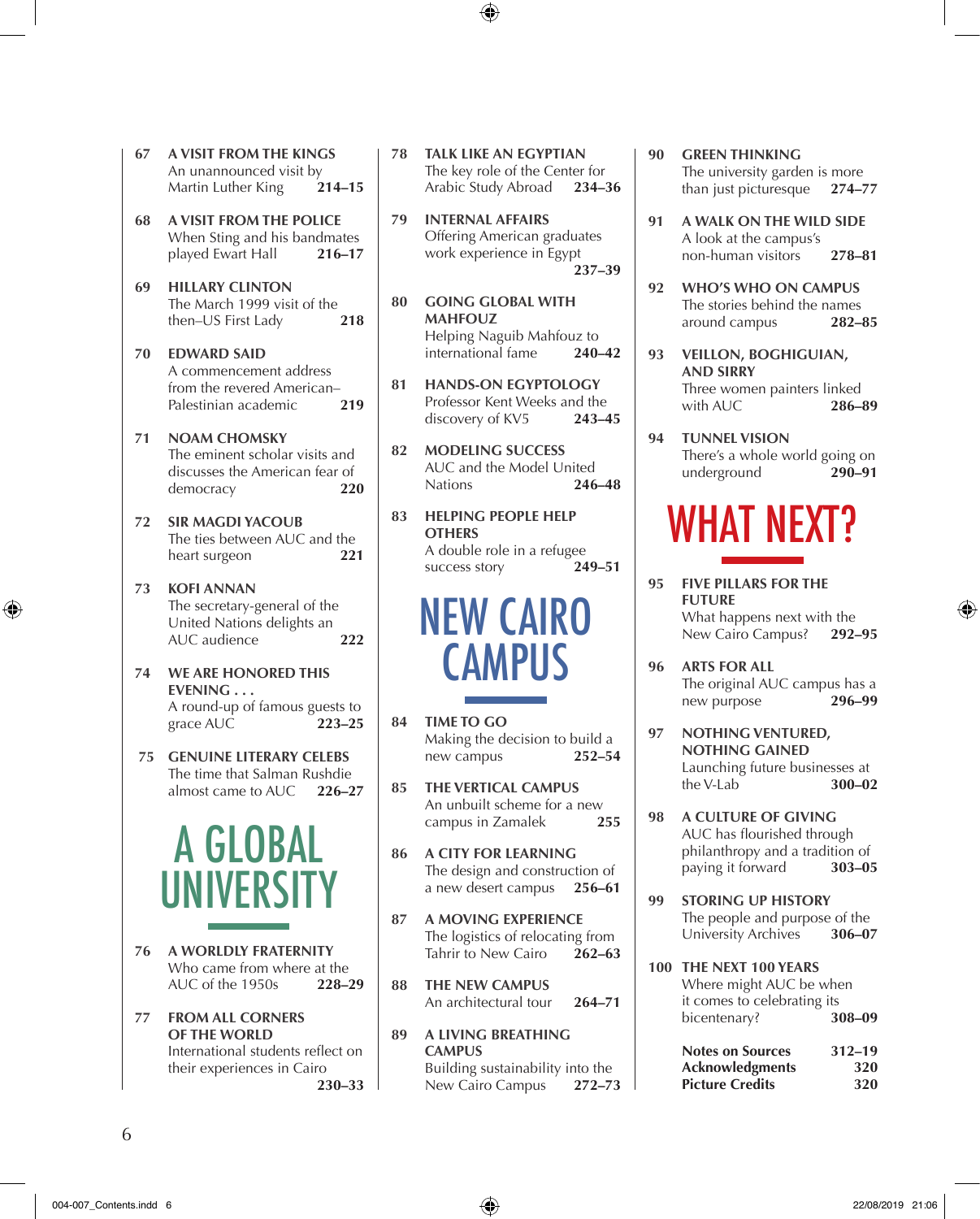**67 A VISIT FROM THE KINGS**
An unannounced visit by Martin Luther King **214–15**

**68 A VISIT FROM THE POLICE**
When Sting and his bandmates played Ewart Hall **216–17**

**69 HILLARY CLINTON**
The March 1999 visit of the then–US First Lady **218**

**70 EDWARD SAID**
A commencement address from the revered American–Palestinian academic **219**

**71 NOAM CHOMSKY**
The eminent scholar visits and discusses the American fear of democracy **220**

**72 SIR MAGDI YACOUB**
The ties between AUC and the heart surgeon **221**

**73 KOFI ANNAN**
The secretary-general of the United Nations delights an AUC audience **222**

**74 WE ARE HONORED THIS EVENING . . .**
A round-up of famous guests to grace AUC **223–25**

**75 GENUINE LITERARY CELEBS**
The time that Salman Rushdie almost came to AUC **226–27**

# A GLOBAL UNIVERSITY

**76 A WORLDLY FRATERNITY**
Who came from where at the AUC of the 1950s **228–29**

**77 FROM ALL CORNERS OF THE WORLD**
International students reflect on their experiences in Cairo **230–33**

**78 TALK LIKE AN EGYPTIAN**
The key role of the Center for Arabic Study Abroad **234–36**

**79 INTERNAL AFFAIRS**
Offering American graduates work experience in Egypt **237–39**

**80 GOING GLOBAL WITH MAHFOUZ**
Helping Naguib Mahfouz to international fame **240–42**

**81 HANDS-ON EGYPTOLOGY**
Professor Kent Weeks and the discovery of KV5 **243–45**

**82 MODELING SUCCESS**
AUC and the Model United Nations **246–48**

**83 HELPING PEOPLE HELP OTHERS**
A double role in a refugee success story **249–51**

# NEW CAIRO CAMPUS

**84 TIME TO GO**
Making the decision to build a new campus **252–54**

**85 THE VERTICAL CAMPUS**
An unbuilt scheme for a new campus in Zamalek **255**

**86 A CITY FOR LEARNING**
The design and construction of a new desert campus **256–61**

**87 A MOVING EXPERIENCE**
The logistics of relocating from Tahrir to New Cairo **262–63**

**88 THE NEW CAMPUS**
An architectural tour **264–71**

**89 A LIVING BREATHING CAMPUS**
Building sustainability into the New Cairo Campus **272–73**

**90 GREEN THINKING**
The university garden is more than just picturesque **274–77**

**91 A WALK ON THE WILD SIDE**
A look at the campus's non-human visitors **278–81**

**92 WHO'S WHO ON CAMPUS**
The stories behind the names around campus **282–85**

**93 VEILLON, BOGHIGUIAN, AND SIRRY**
Three women painters linked with AUC **286–89**

**94 TUNNEL VISION**
There's a whole world going on underground **290–91**

# WHAT NEXT?

**95 FIVE PILLARS FOR THE FUTURE**
What happens next with the New Cairo Campus? **292–95**

**96 ARTS FOR ALL**
The original AUC campus has a new purpose **296–99**

**97 NOTHING VENTURED, NOTHING GAINED**
Launching future businesses at the V-Lab **300–02**

**98 A CULTURE OF GIVING**
AUC has flourished through philanthropy and a tradition of paying it forward **303–05**

**99 STORING UP HISTORY**
The people and purpose of the University Archives **306–07**

**100 THE NEXT 100 YEARS**
Where might AUC be when it comes to celebrating its bicentenary? **308–09**

**Notes on Sources 312–19**
**Acknowledgments 320**
**Picture Credits 320**